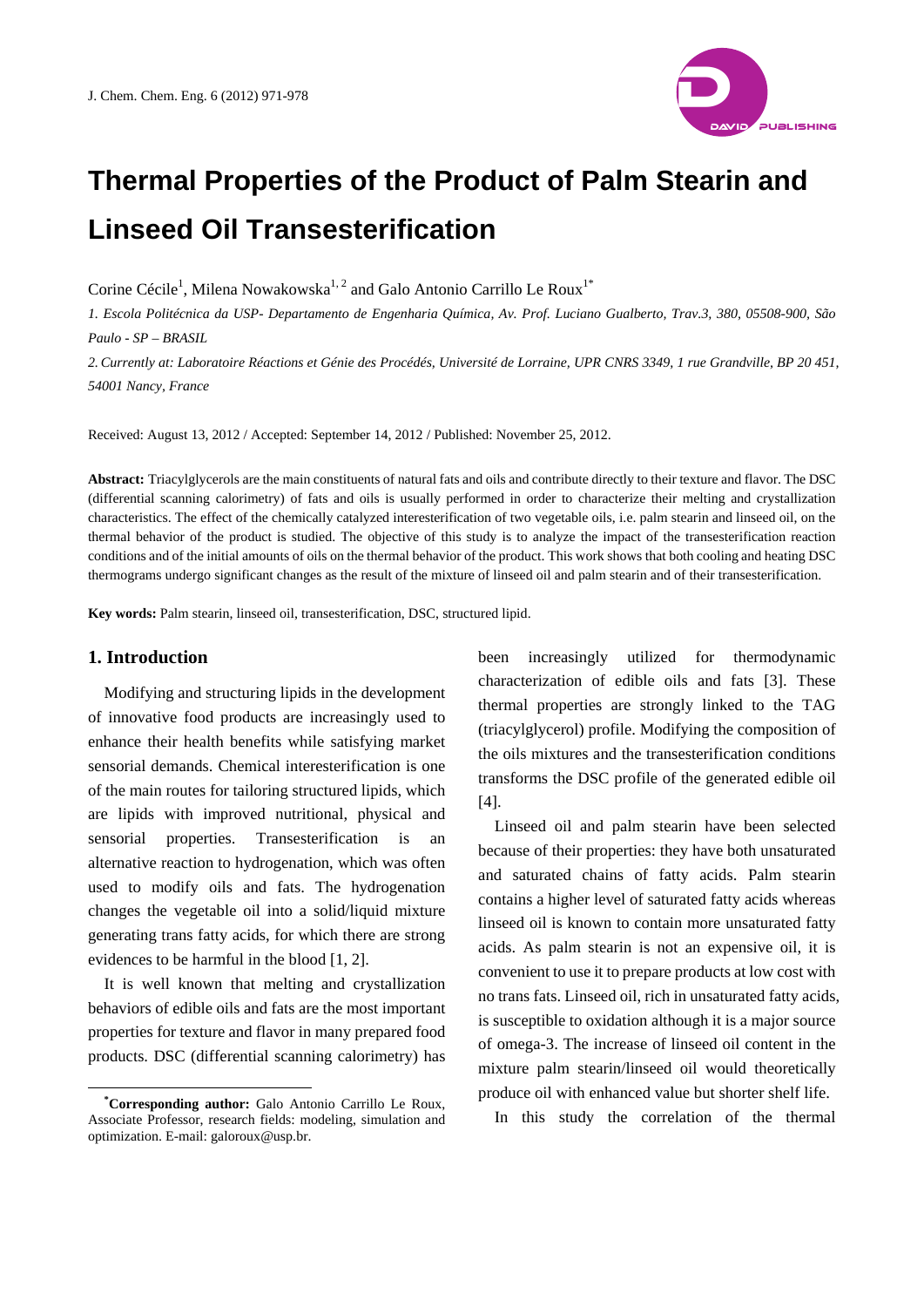# Thermal Properties of the Product of Palm Stearin and Linseed Oil Transesterification

Corine Cécile[1], Milena Nowakowska[1, 2] and Galo Antonio Carrillo Le Roux[1*]

*1. Escola Politécnica da USP- Departamento de Engenharia Química, Av. Prof. Luciano Gualberto, Trav.3, 380, 05508-900, São Paulo - SP – BRASIL*

*2. Currently at: Laboratoire Réactions et Génie des Procédés, Université de Lorraine, UPR CNRS 3349, 1 rue Grandville, BP 20 451, 54001 Nancy, France*

Received: August 13, 2012 / Accepted: September 14, 2012 / Published: November 25, 2012.

**Abstract:** Triacylglycerols are the main constituents of natural fats and oils and contribute directly to their texture and flavor. The DSC (differential scanning calorimetry) of fats and oils is usually performed in order to characterize their melting and crystallization characteristics. The effect of the chemically catalyzed interesterification of two vegetable oils, i.e. palm stearin and linseed oil, on the thermal behavior of the product is studied. The objective of this study is to analyze the impact of the transesterification reaction conditions and of the initial amounts of oils on the thermal behavior of the product. This work shows that both cooling and heating DSC thermograms undergo significant changes as the result of the mixture of linseed oil and palm stearin and of their transesterification.

**Key words:** Palm stearin, linseed oil, transesterification, DSC, structured lipid.

## 1. Introduction

Modifying and structuring lipids in the development of innovative food products are increasingly used to enhance their health benefits while satisfying market sensorial demands. Chemical interesterification is one of the main routes for tailoring structured lipids, which are lipids with improved nutritional, physical and sensorial properties. Transesterification is an alternative reaction to hydrogenation, which was often used to modify oils and fats. The hydrogenation changes the vegetable oil into a solid/liquid mixture generating trans fatty acids, for which there are strong evidences to be harmful in the blood [1, 2].

It is well known that melting and crystallization behaviors of edible oils and fats are the most important properties for texture and flavor in many prepared food products. DSC (differential scanning calorimetry) has been increasingly utilized for thermodynamic characterization of edible oils and fats [3]. These thermal properties are strongly linked to the TAG (triacylglycerol) profile. Modifying the composition of the oils mixtures and the transesterification conditions transforms the DSC profile of the generated edible oil [4].

Linseed oil and palm stearin have been selected because of their properties: they have both unsaturated and saturated chains of fatty acids. Palm stearin contains a higher level of saturated fatty acids whereas linseed oil is known to contain more unsaturated fatty acids. As palm stearin is not an expensive oil, it is convenient to use it to prepare products at low cost with no trans fats. Linseed oil, rich in unsaturated fatty acids, is susceptible to oxidation although it is a major source of omega-3. The increase of linseed oil content in the mixture palm stearin/linseed oil would theoretically produce oil with enhanced value but shorter shelf life.

In this study the correlation of the thermal

---

[*]**Corresponding author:** Galo Antonio Carrillo Le Roux, Associate Professor, research fields: modeling, simulation and optimization. E-mail: galoroux@usp.br.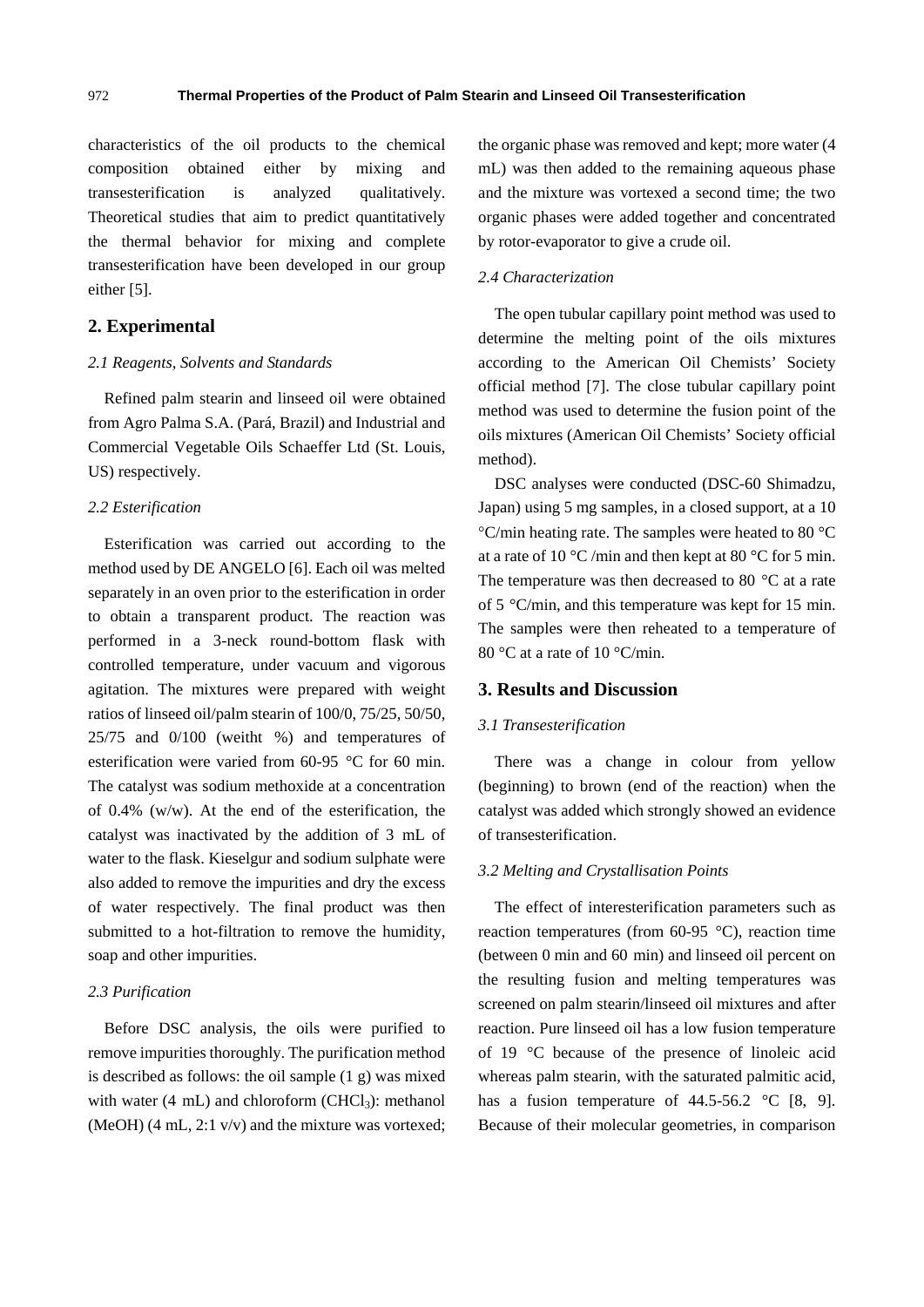characteristics of the oil products to the chemical composition obtained either by mixing and transesterification is analyzed qualitatively. Theoretical studies that aim to predict quantitatively the thermal behavior for mixing and complete transesterification have been developed in our group either [5].

## 2. Experimental

### *2.1 Reagents, Solvents and Standards*

Refined palm stearin and linseed oil were obtained from Agro Palma S.A. (Pará, Brazil) and Industrial and Commercial Vegetable Oils Schaeffer Ltd (St. Louis, US) respectively.

### *2.2 Esterification*

Esterification was carried out according to the method used by DE ANGELO [6]. Each oil was melted separately in an oven prior to the esterification in order to obtain a transparent product. The reaction was performed in a 3-neck round-bottom flask with controlled temperature, under vacuum and vigorous agitation. The mixtures were prepared with weight ratios of linseed oil/palm stearin of 100/0, 75/25, 50/50, 25/75 and 0/100 (weitht %) and temperatures of esterification were varied from 60-95 °C for 60 min. The catalyst was sodium methoxide at a concentration of 0.4% (w/w). At the end of the esterification, the catalyst was inactivated by the addition of 3 mL of water to the flask. Kieselgur and sodium sulphate were also added to remove the impurities and dry the excess of water respectively. The final product was then submitted to a hot-filtration to remove the humidity, soap and other impurities.

### *2.3 Purification*

Before DSC analysis, the oils were purified to remove impurities thoroughly. The purification method is described as follows: the oil sample (1 g) was mixed with water (4 mL) and chloroform ($CHCl_3$): methanol (MeOH) (4 mL, 2:1 v/v) and the mixture was vortexed; the organic phase was removed and kept; more water (4 mL) was then added to the remaining aqueous phase and the mixture was vortexed a second time; the two organic phases were added together and concentrated by rotor-evaporator to give a crude oil.

### *2.4 Characterization*

The open tubular capillary point method was used to determine the melting point of the oils mixtures according to the American Oil Chemists' Society official method [7]. The close tubular capillary point method was used to determine the fusion point of the oils mixtures (American Oil Chemists' Society official method).

DSC analyses were conducted (DSC-60 Shimadzu, Japan) using 5 mg samples, in a closed support, at a 10 °C/min heating rate. The samples were heated to 80 °C at a rate of 10 °C /min and then kept at 80 °C for 5 min. The temperature was then decreased to 80 °C at a rate of 5 °C/min, and this temperature was kept for 15 min. The samples were then reheated to a temperature of 80 °C at a rate of 10 °C/min.

## 3. Results and Discussion

### *3.1 Transesterification*

There was a change in colour from yellow (beginning) to brown (end of the reaction) when the catalyst was added which strongly showed an evidence of transesterification.

### *3.2 Melting and Crystallisation Points*

The effect of interesterification parameters such as reaction temperatures (from 60-95 °C), reaction time (between 0 min and 60 min) and linseed oil percent on the resulting fusion and melting temperatures was screened on palm stearin/linseed oil mixtures and after reaction. Pure linseed oil has a low fusion temperature of 19 °C because of the presence of linoleic acid whereas palm stearin, with the saturated palmitic acid, has a fusion temperature of 44.5-56.2 °C [8, 9]. Because of their molecular geometries, in comparison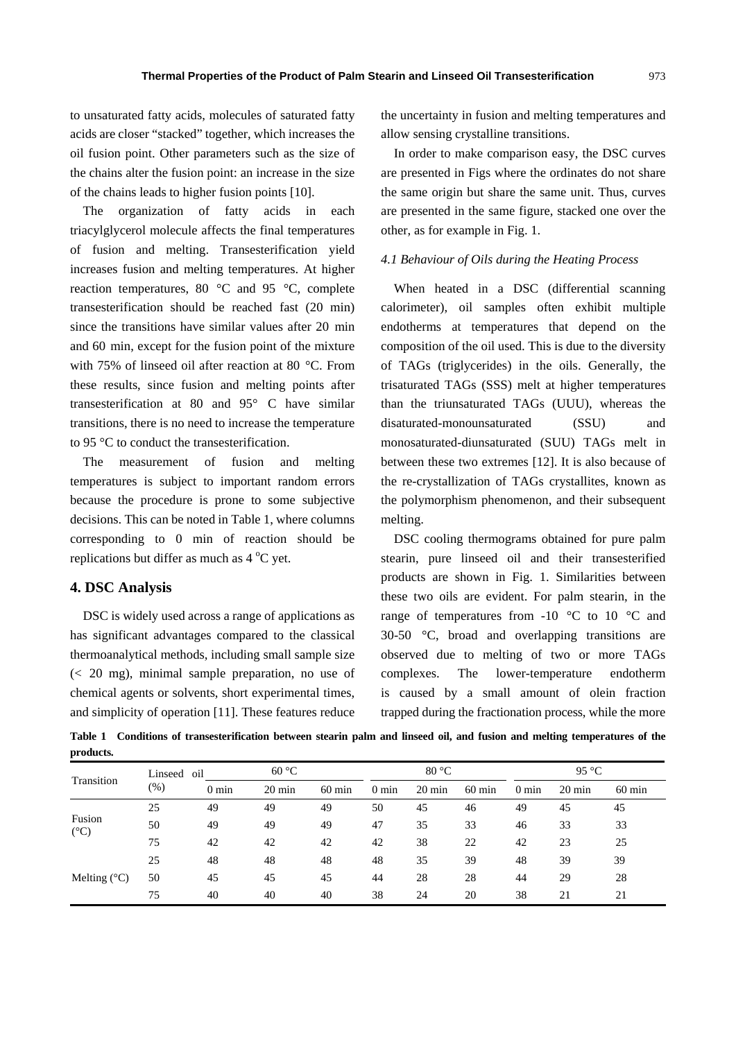to unsaturated fatty acids, molecules of saturated fatty acids are closer "stacked" together, which increases the oil fusion point. Other parameters such as the size of the chains alter the fusion point: an increase in the size of the chains leads to higher fusion points [10].

The organization of fatty acids in each triacylglycerol molecule affects the final temperatures of fusion and melting. Transesterification yield increases fusion and melting temperatures. At higher reaction temperatures, 80 °C and 95 °C, complete transesterification should be reached fast (20 min) since the transitions have similar values after 20 min and 60 min, except for the fusion point of the mixture with 75% of linseed oil after reaction at 80 °C. From these results, since fusion and melting points after transesterification at 80 and 95° C have similar transitions, there is no need to increase the temperature to 95 °C to conduct the transesterification.

The measurement of fusion and melting temperatures is subject to important random errors because the procedure is prone to some subjective decisions. This can be noted in Table 1, where columns corresponding to 0 min of reaction should be replications but differ as much as 4 °C yet.

## 4. DSC Analysis

DSC is widely used across a range of applications as has significant advantages compared to the classical thermoanalytical methods, including small sample size (< 20 mg), minimal sample preparation, no use of chemical agents or solvents, short experimental times, and simplicity of operation [11]. These features reduce the uncertainty in fusion and melting temperatures and allow sensing crystalline transitions.

In order to make comparison easy, the DSC curves are presented in Figs where the ordinates do not share the same origin but share the same unit. Thus, curves are presented in the same figure, stacked one over the other, as for example in Fig. 1.

### *4.1 Behaviour of Oils during the Heating Process*

When heated in a DSC (differential scanning calorimeter), oil samples often exhibit multiple endotherms at temperatures that depend on the composition of the oil used. This is due to the diversity of TAGs (triglycerides) in the oils. Generally, the trisaturated TAGs (SSS) melt at higher temperatures than the triunsaturated TAGs (UUU), whereas the disaturated-monounsaturated (SSU) and monosaturated-diunsaturated (SUU) TAGs melt in between these two extremes [12]. It is also because of the re-crystallization of TAGs crystallites, known as the polymorphism phenomenon, and their subsequent melting.

DSC cooling thermograms obtained for pure palm stearin, pure linseed oil and their transesterified products are shown in Fig. 1. Similarities between these two oils are evident. For palm stearin, in the range of temperatures from -10 °C to 10 °C and 30-50 °C, broad and overlapping transitions are observed due to melting of two or more TAGs complexes. The lower-temperature endotherm is caused by a small amount of olein fraction trapped during the fractionation process, while the more

**Table 1 Conditions of transesterification between stearin palm and linseed oil, and fusion and melting temperatures of the products.**

| Transition | Linseed oil (%) | 60 °C | | | 80 °C | | | 95 °C | | |
|---|---|---|---|---|---|---|---|---|---|---|
| | | 0 min | 20 min | 60 min | 0 min | 20 min | 60 min | 0 min | 20 min | 60 min |
| Fusion (°C) | 25 | 49 | 49 | 49 | 50 | 45 | 46 | 49 | 45 | 45 |
| | 50 | 49 | 49 | 49 | 47 | 35 | 33 | 46 | 33 | 33 |
| | 75 | 42 | 42 | 42 | 42 | 38 | 22 | 42 | 23 | 25 |
| Melting (°C) | 25 | 48 | 48 | 48 | 48 | 35 | 39 | 48 | 39 | 39 |
| | 50 | 45 | 45 | 45 | 44 | 28 | 28 | 44 | 29 | 28 |
| | 75 | 40 | 40 | 40 | 38 | 24 | 20 | 38 | 21 | 21 |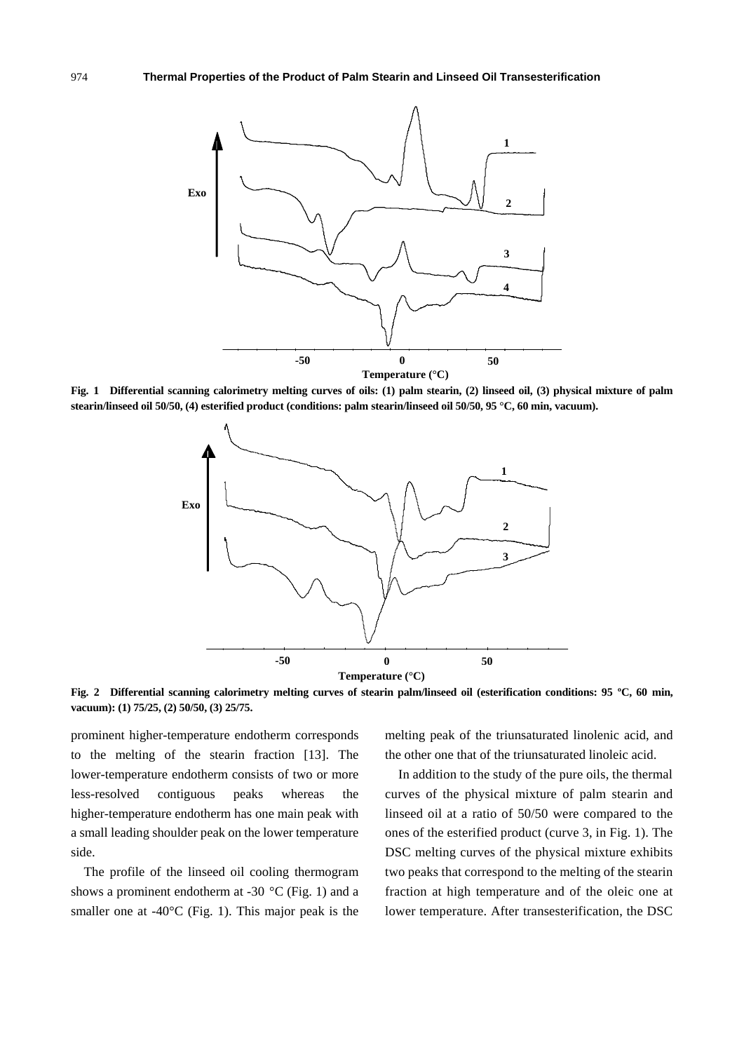Fig. 1 Differential scanning calorimetry melting curves of oils: (1) palm stearin, (2) linseed oil, (3) physical mixture of palm stearin/linseed oil 50/50, (4) esterified product (conditions: palm stearin/linseed oil 50/50, 95 °C, 60 min, vacuum).

Fig. 2 Differential scanning calorimetry melting curves of stearin palm/linseed oil (esterification conditions: 95 °C, 60 min, vacuum): (1) 75/25, (2) 50/50, (3) 25/75.

prominent higher-temperature endotherm corresponds to the melting of the stearin fraction [13]. The lower-temperature endotherm consists of two or more less-resolved contiguous peaks whereas the higher-temperature endotherm has one main peak with a small leading shoulder peak on the lower temperature side.

The profile of the linseed oil cooling thermogram shows a prominent endotherm at -30 °C (Fig. 1) and a smaller one at -40°C (Fig. 1). This major peak is the melting peak of the triunsaturated linolenic acid, and the other one that of the triunsaturated linoleic acid.

In addition to the study of the pure oils, the thermal curves of the physical mixture of palm stearin and linseed oil at a ratio of 50/50 were compared to the ones of the esterified product (curve 3, in Fig. 1). The DSC melting curves of the physical mixture exhibits two peaks that correspond to the melting of the stearin fraction at high temperature and of the oleic one at lower temperature. After transesterification, the DSC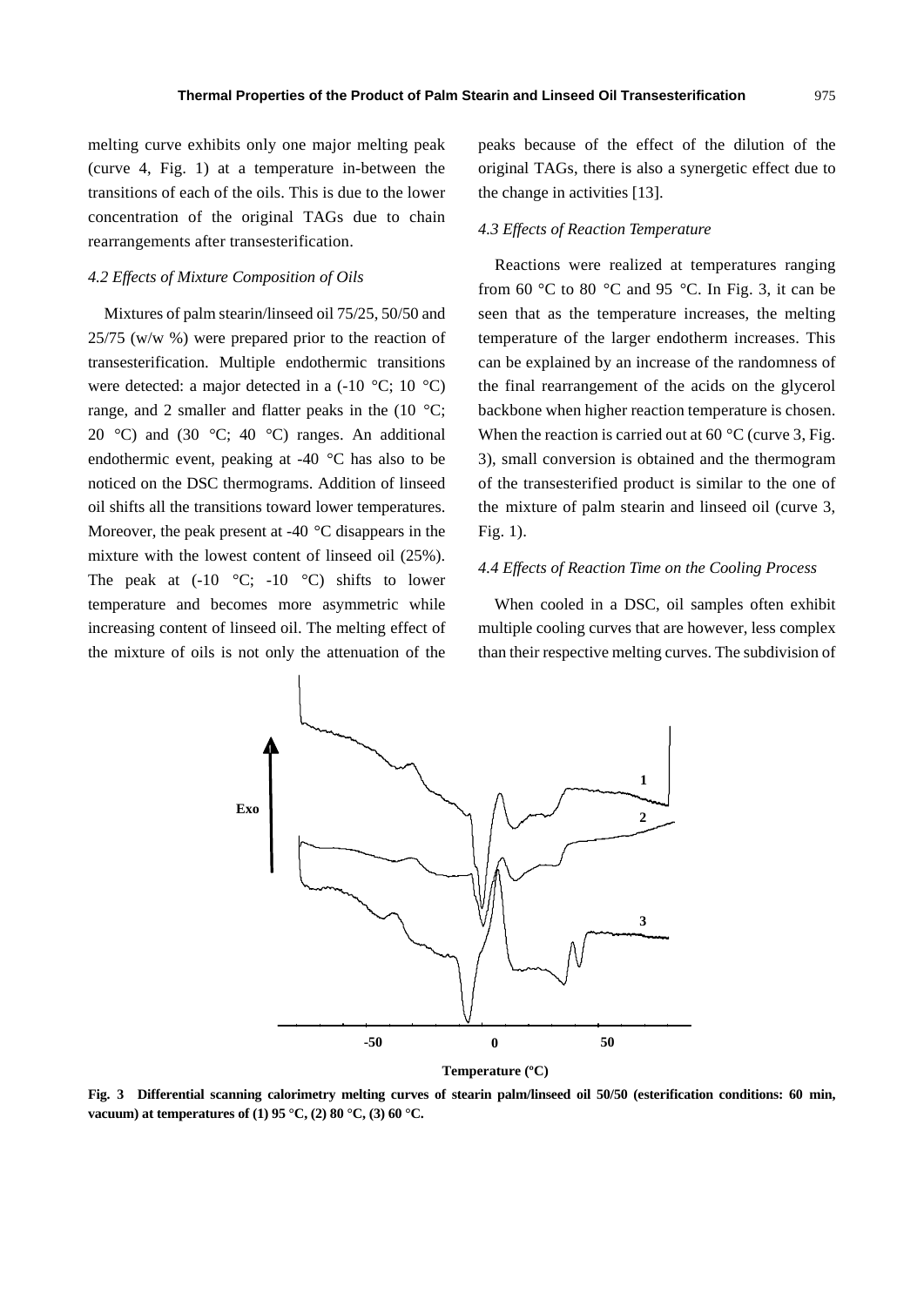melting curve exhibits only one major melting peak (curve 4, Fig. 1) at a temperature in-between the transitions of each of the oils. This is due to the lower concentration of the original TAGs due to chain rearrangements after transesterification.

### *4.2 Effects of Mixture Composition of Oils*

Mixtures of palm stearin/linseed oil 75/25, 50/50 and 25/75 (w/w %) were prepared prior to the reaction of transesterification. Multiple endothermic transitions were detected: a major detected in a (-10 °C; 10 °C) range, and 2 smaller and flatter peaks in the (10 °C; 20 °C) and (30 °C; 40 °C) ranges. An additional endothermic event, peaking at -40 °C has also to be noticed on the DSC thermograms. Addition of linseed oil shifts all the transitions toward lower temperatures. Moreover, the peak present at -40 °C disappears in the mixture with the lowest content of linseed oil (25%). The peak at (-10 °C; -10 °C) shifts to lower temperature and becomes more asymmetric while increasing content of linseed oil. The melting effect of the mixture of oils is not only the attenuation of the peaks because of the effect of the dilution of the original TAGs, there is also a synergetic effect due to the change in activities [13].

### *4.3 Effects of Reaction Temperature*

Reactions were realized at temperatures ranging from 60 °C to 80 °C and 95 °C. In Fig. 3, it can be seen that as the temperature increases, the melting temperature of the larger endotherm increases. This can be explained by an increase of the randomness of the final rearrangement of the acids on the glycerol backbone when higher reaction temperature is chosen. When the reaction is carried out at 60 °C (curve 3, Fig. 3), small conversion is obtained and the thermogram of the transesterified product is similar to the one of the mixture of palm stearin and linseed oil (curve 3, Fig. 1).

### *4.4 Effects of Reaction Time on the Cooling Process*

When cooled in a DSC, oil samples often exhibit multiple cooling curves that are however, less complex than their respective melting curves. The subdivision of

**Fig. 3 Differential scanning calorimetry melting curves of stearin palm/linseed oil 50/50 (esterification conditions: 60 min, vacuum) at temperatures of (1) 95 °C, (2) 80 °C, (3) 60 °C.**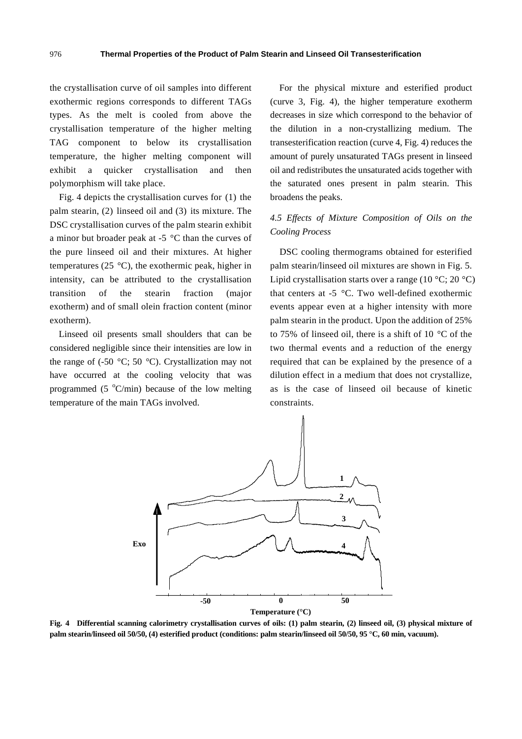the crystallisation curve of oil samples into different exothermic regions corresponds to different TAGs types. As the melt is cooled from above the crystallisation temperature of the higher melting TAG component to below its crystallisation temperature, the higher melting component will exhibit a quicker crystallisation and then polymorphism will take place.

Fig. 4 depicts the crystallisation curves for (1) the palm stearin, (2) linseed oil and (3) its mixture. The DSC crystallisation curves of the palm stearin exhibit a minor but broader peak at -5 °C than the curves of the pure linseed oil and their mixtures. At higher temperatures (25 °C), the exothermic peak, higher in intensity, can be attributed to the crystallisation transition of the stearin fraction (major exotherm) and of small olein fraction content (minor exotherm).

Linseed oil presents small shoulders that can be considered negligible since their intensities are low in the range of (-50 °C; 50 °C). Crystallization may not have occurred at the cooling velocity that was programmed (5 °C/min) because of the low melting temperature of the main TAGs involved.

For the physical mixture and esterified product (curve 3, Fig. 4), the higher temperature exotherm decreases in size which correspond to the behavior of the dilution in a non-crystallizing medium. The transesterification reaction (curve 4, Fig. 4) reduces the amount of purely unsaturated TAGs present in linseed oil and redistributes the unsaturated acids together with the saturated ones present in palm stearin. This broadens the peaks.

### *4.5 Effects of Mixture Composition of Oils on the Cooling Process*

DSC cooling thermograms obtained for esterified palm stearin/linseed oil mixtures are shown in Fig. 5. Lipid crystallisation starts over a range (10 °C; 20 °C) that centers at -5 °C. Two well-defined exothermic events appear even at a higher intensity with more palm stearin in the product. Upon the addition of 25% to 75% of linseed oil, there is a shift of 10 °C of the two thermal events and a reduction of the energy required that can be explained by the presence of a dilution effect in a medium that does not crystallize, as is the case of linseed oil because of kinetic constraints.

**Fig. 4 Differential scanning calorimetry crystallisation curves of oils: (1) palm stearin, (2) linseed oil, (3) physical mixture of palm stearin/linseed oil 50/50, (4) esterified product (conditions: palm stearin/linseed oil 50/50, 95 °C, 60 min, vacuum).**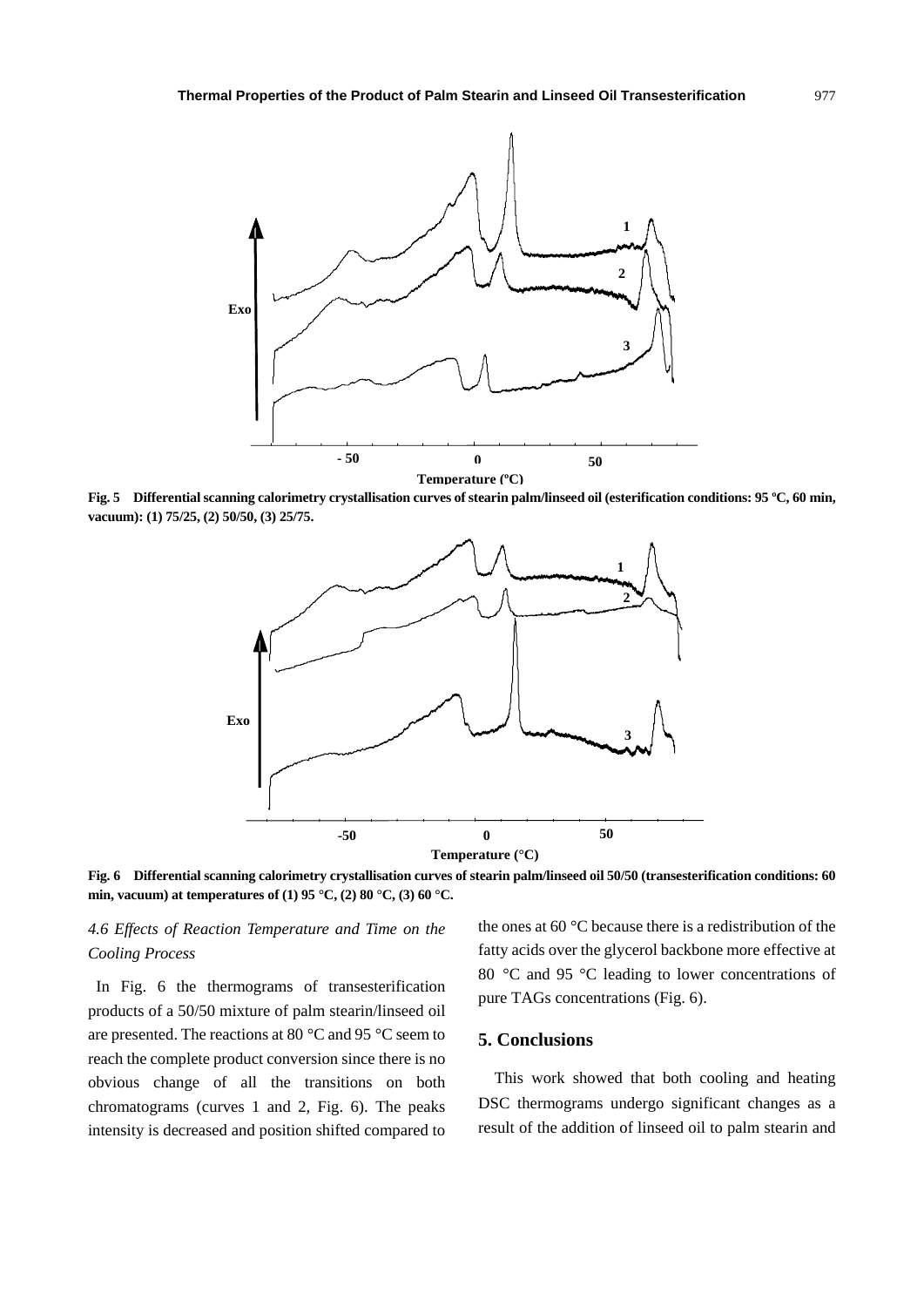Fig. 5 Differential scanning calorimetry crystallisation curves of stearin palm/linseed oil (esterification conditions: 95 ºC, 60 min, vacuum): (1) 75/25, (2) 50/50, (3) 25/75.

Fig. 6 Differential scanning calorimetry crystallisation curves of stearin palm/linseed oil 50/50 (transesterification conditions: 60 min, vacuum) at temperatures of (1) 95 °C, (2) 80 °C, (3) 60 °C.

### *4.6 Effects of Reaction Temperature and Time on the Cooling Process*

In Fig. 6 the thermograms of transesterification products of a 50/50 mixture of palm stearin/linseed oil are presented. The reactions at 80 °C and 95 °C seem to reach the complete product conversion since there is no obvious change of all the transitions on both chromatograms (curves 1 and 2, Fig. 6). The peaks intensity is decreased and position shifted compared to the ones at 60 °C because there is a redistribution of the fatty acids over the glycerol backbone more effective at 80 °C and 95 °C leading to lower concentrations of pure TAGs concentrations (Fig. 6).

## 5. Conclusions

This work showed that both cooling and heating DSC thermograms undergo significant changes as a result of the addition of linseed oil to palm stearin and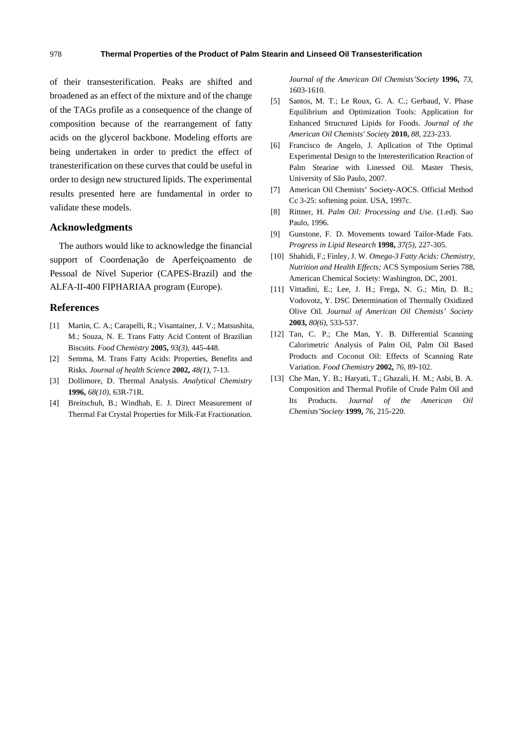of their transesterification. Peaks are shifted and broadened as an effect of the mixture and of the change of the TAGs profile as a consequence of the change of composition because of the rearrangement of fatty acids on the glycerol backbone. Modeling efforts are being undertaken in order to predict the effect of tranesterification on these curves that could be useful in order to design new structured lipids. The experimental results presented here are fundamental in order to validate these models.

## Acknowledgments

The authors would like to acknowledge the financial support of Coordenação de Aperfeiçoamento de Pessoal de Nível Superior (CAPES-Brazil) and the ALFA-II-400 FIPHARIAA program (Europe).

## References

[1] Martin, C. A.; Carapelli, R.; Visantainer, J. V.; Matsushita, M.; Souza, N. E. Trans Fatty Acid Content of Brazilian Biscuits. *Food Chemistry* **2005,** *93(3)*, 445-448.

[2] Semma, M. Trans Fatty Acids: Properties, Benefits and Risks. *Journal of health Science* **2002,** *48(1)*, 7-13.

[3] Dollimore, D. Thermal Analysis. *Analytical Chemistry* **1996,** *68(10)*, 63R-71R.

[4] Breitschuh, B.; Windhab, E. J. Direct Measurement of Thermal Fat Crystal Properties for Milk-Fat Fractionation. *Journal of the American Oil Chemists'Society* **1996,** *73*, 1603-1610.

[5] Santos, M. T.; Le Roux, G. A. C.; Gerbaud, V. Phase Equilibrium and Optimization Tools: Application for Enhanced Structured Lipids for Foods. *Journal of the American Oil Chemists' Society* **2010,** *88*, 223-233.

[6] Francisco de Angelo, J. Apllcation of Tthe Optimal Experimental Design to the Interesterification Reaction of Palm Stearine with Linessed Oil. Master Thesis, University of São Paulo, 2007.

[7] American Oil Chemists' Society-AOCS. Official Method Cc 3-25: softening point. USA, 1997c.

[8] Rittner, H. *Palm Oil: Processing and Use.* (1.ed). Sao Paulo, 1996.

[9] Gunstone, F. D. Movements toward Tailor-Made Fats. *Progress in Lipid Research* **1998,** *37(5)*, 227-305.

[10] Shahidi, F.; Finley, J. W. *Omega-3 Fatty Acids: Chemistry, Nutrition and Health Effects;* ACS Symposium Series 788, American Chemical Society: Washington, DC, 2001.

[11] Vittadini, E.; Lee, J. H.; Frega, N. G.; Min, D. B.; Vodovotz, Y. DSC Determination of Thermally Oxidized Olive Oil. *Journal of American Oil Chemists' Society* **2003,** *80(6)*, 533-537.

[12] Tan, C. P.; Che Man, Y. B. Differential Scanning Calorimetric Analysis of Palm Oil, Palm Oil Based Products and Coconut Oil: Effects of Scanning Rate Variation. *Food Chemistry* **2002,** *76*, 89-102.

[13] Che Man, Y. B.; Haryati, T.; Ghazali, H. M.; Asbi, B. A. Composition and Thermal Profile of Crude Palm Oil and Its Products. *Journal of the American Oil Chemists'Society* **1999,** *76*, 215-220.